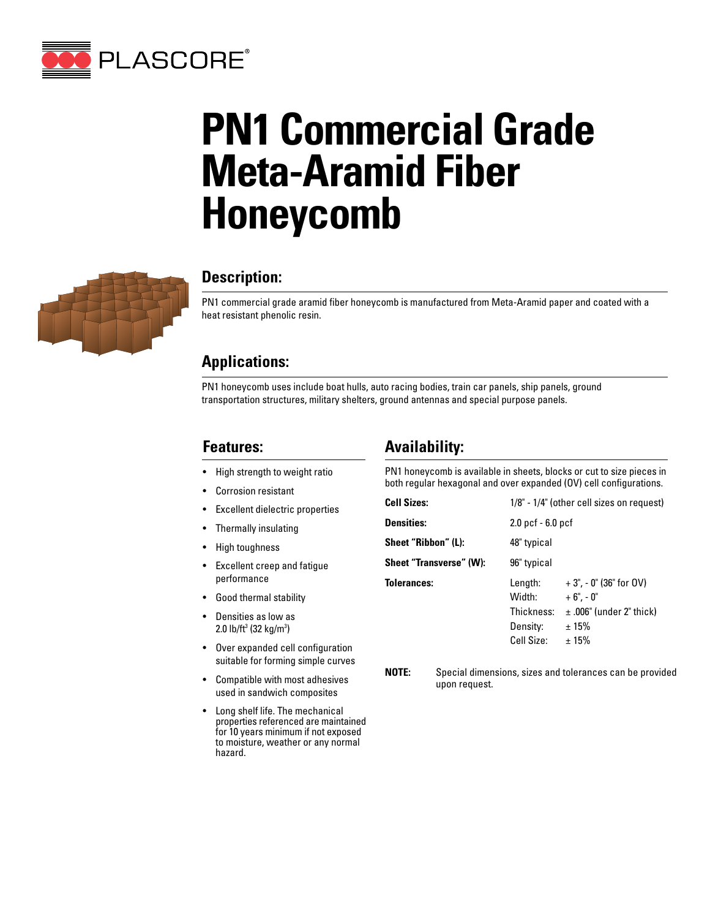PLASCORE®

# PN1 Commercial Grade Meta-Aramid Fiber Honeycomb

## Description:

PN1 commercial grade aramid fiber honeycomb is manufactured from Meta-Aramid paper and coated with a heat resistant phenolic resin.

## Applications:

PN1 honeycomb uses include boat hulls, auto racing bodies, train car panels, ship panels, ground transportation structures, military shelters, ground antennas and special purpose panels.

## Features:

- High strength to weight ratio
- Corrosion resistant
- Excellent dielectric properties
- Thermally insulating
- High toughness
- Excellent creep and fatigue performance
- Good thermal stability
- Densities as low as 2.0 lb/ft³ (32 kg/m³)
- Over expanded cell configuration suitable for forming simple curves
- Compatible with most adhesives used in sandwich composites
- Long shelf life. The mechanical properties referenced are maintained for 10 years minimum if not exposed to moisture, weather or any normal hazard.

## Availability:

PN1 honeycomb is available in sheets, blocks or cut to size pieces in both regular hexagonal and over expanded (OV) cell configurations.

| | | |
|---|---|---|
| **Cell Sizes:** | 1/8" - 1/4" (other cell sizes on request) | |
| **Densities:** | 2.0 pcf - 6.0 pcf | |
| **Sheet "Ribbon" (L):** | 48" typical | |
| **Sheet "Transverse" (W):** | 96" typical | |
| **Tolerances:** | Length: | + 3", - 0" (36" for OV) |
| | Width: | + 6", - 0" |
| | Thickness: | ± .006" (under 2" thick) |
| | Density: | ± 15% |
| | Cell Size: | ± 15% |

**NOTE:** Special dimensions, sizes and tolerances can be provided upon request.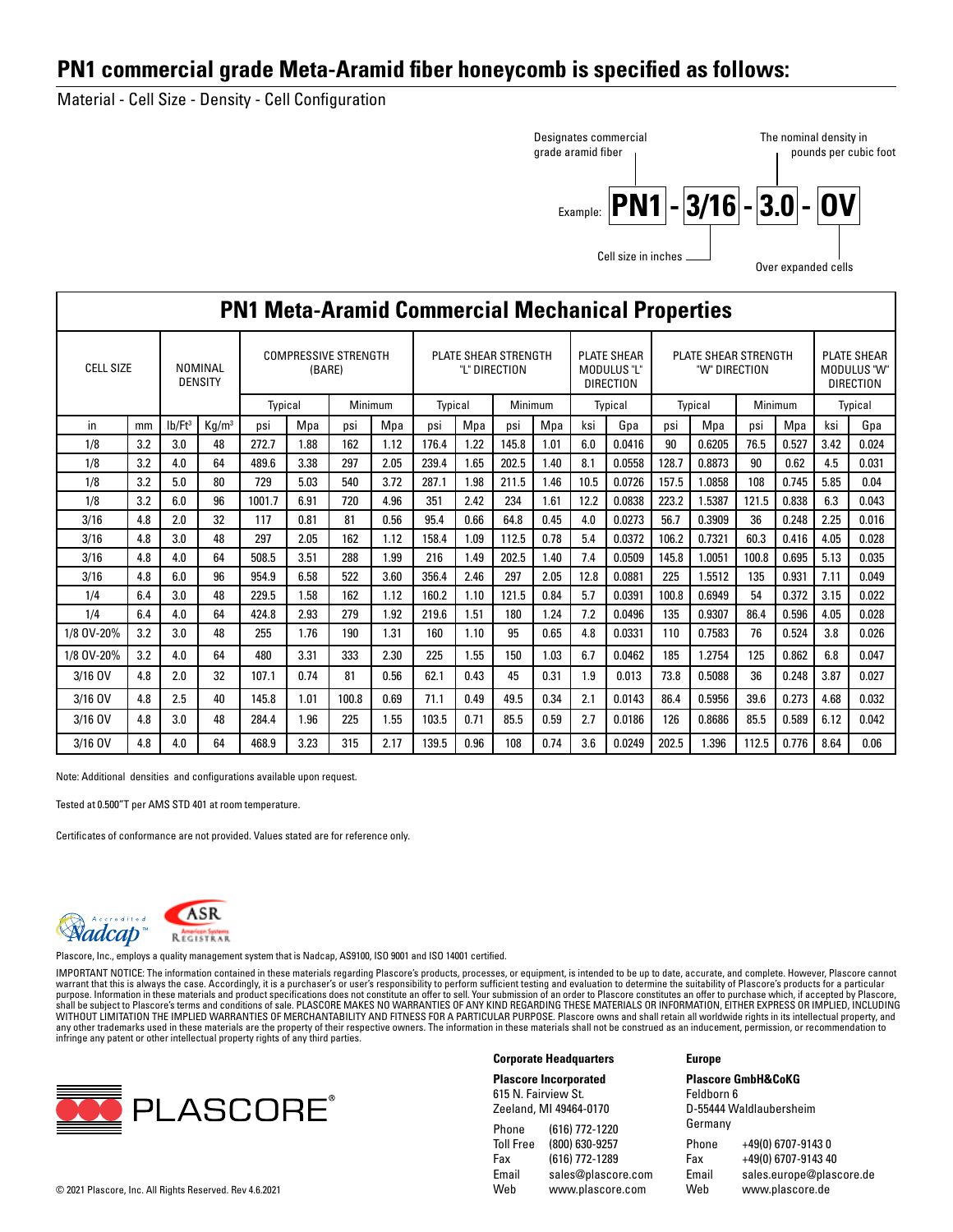## PN1 commercial grade Meta-Aramid fiber honeycomb is specified as follows:

Material - Cell Size - Density - Cell Configuration

Designates commercial grade aramid fiber

The nominal density in pounds per cubic foot

Example: **PN1 - 3/16 - 3.0 - OV**

Cell size in inches

Over expanded cells

| PN1 Meta-Aramid Commercial Mechanical Properties | | | | | | | | | | | | | | | | | | | | | |
|---|---|---|---|---|---|---|---|---|---|---|---|---|---|---|---|---|---|---|---|---|---|
| CELL SIZE | | NOMINAL DENSITY | | COMPRESSIVE STRENGTH (BARE) | | | | PLATE SHEAR STRENGTH "L" DIRECTION | | | | PLATE SHEAR MODULUS "L" DIRECTION | | PLATE SHEAR STRENGTH "W" DIRECTION | | | | PLATE SHEAR MODULUS "W" DIRECTION | |
| | | | | Typical | | Minimum | | Typical | | Minimum | | Typical | | Typical | | Minimum | | Typical | |
| in | mm | lb/Ft³ | Kg/m³ | psi | Mpa | psi | Mpa | psi | Mpa | psi | Mpa | ksi | Gpa | psi | Mpa | psi | Mpa | ksi | Gpa |
| 1/8 | 3.2 | 3.0 | 48 | 272.7 | 1.88 | 162 | 1.12 | 176.4 | 1.22 | 145.8 | 1.01 | 6.0 | 0.0416 | 90 | 0.6205 | 76.5 | 0.527 | 3.42 | 0.024 |
| 1/8 | 3.2 | 4.0 | 64 | 489.6 | 3.38 | 297 | 2.05 | 239.4 | 1.65 | 202.5 | 1.40 | 8.1 | 0.0558 | 128.7 | 0.8873 | 90 | 0.62 | 4.5 | 0.031 |
| 1/8 | 3.2 | 5.0 | 80 | 729 | 5.03 | 540 | 3.72 | 287.1 | 1.98 | 211.5 | 1.46 | 10.5 | 0.0726 | 157.5 | 1.0858 | 108 | 0.745 | 5.85 | 0.04 |
| 1/8 | 3.2 | 6.0 | 96 | 1001.7 | 6.91 | 720 | 4.96 | 351 | 2.42 | 234 | 1.61 | 12.2 | 0.0838 | 223.2 | 1.5387 | 121.5 | 0.838 | 6.3 | 0.043 |
| 3/16 | 4.8 | 2.0 | 32 | 117 | 0.81 | 81 | 0.56 | 95.4 | 0.66 | 64.8 | 0.45 | 4.0 | 0.0273 | 56.7 | 0.3909 | 36 | 0.248 | 2.25 | 0.016 |
| 3/16 | 4.8 | 3.0 | 48 | 297 | 2.05 | 162 | 1.12 | 158.4 | 1.09 | 112.5 | 0.78 | 5.4 | 0.0372 | 106.2 | 0.7321 | 60.3 | 0.416 | 4.05 | 0.028 |
| 3/16 | 4.8 | 4.0 | 64 | 508.5 | 3.51 | 288 | 1.99 | 216 | 1.49 | 202.5 | 1.40 | 7.4 | 0.0509 | 145.8 | 1.0051 | 100.8 | 0.695 | 5.13 | 0.035 |
| 3/16 | 4.8 | 6.0 | 96 | 954.9 | 6.58 | 522 | 3.60 | 356.4 | 2.46 | 297 | 2.05 | 12.8 | 0.0881 | 225 | 1.5512 | 135 | 0.931 | 7.11 | 0.049 |
| 1/4 | 6.4 | 3.0 | 48 | 229.5 | 1.58 | 162 | 1.12 | 160.2 | 1.10 | 121.5 | 0.84 | 5.7 | 0.0391 | 100.8 | 0.6949 | 54 | 0.372 | 3.15 | 0.022 |
| 1/4 | 6.4 | 4.0 | 64 | 424.8 | 2.93 | 279 | 1.92 | 219.6 | 1.51 | 180 | 1.24 | 7.2 | 0.0496 | 135 | 0.9307 | 86.4 | 0.596 | 4.05 | 0.028 |
| 1/8 OV-20% | 3.2 | 3.0 | 48 | 255 | 1.76 | 190 | 1.31 | 160 | 1.10 | 95 | 0.65 | 4.8 | 0.0331 | 110 | 0.7583 | 76 | 0.524 | 3.8 | 0.026 |
| 1/8 OV-20% | 3.2 | 4.0 | 64 | 480 | 3.31 | 333 | 2.30 | 225 | 1.55 | 150 | 1.03 | 6.7 | 0.0462 | 185 | 1.2754 | 125 | 0.862 | 6.8 | 0.047 |
| 3/16 OV | 4.8 | 2.0 | 32 | 107.1 | 0.74 | 81 | 0.56 | 62.1 | 0.43 | 45 | 0.31 | 1.9 | 0.013 | 73.8 | 0.5088 | 36 | 0.248 | 3.87 | 0.027 |
| 3/16 OV | 4.8 | 2.5 | 40 | 145.8 | 1.01 | 100.8 | 0.69 | 71.1 | 0.49 | 49.5 | 0.34 | 2.1 | 0.0143 | 86.4 | 0.5956 | 39.6 | 0.273 | 4.68 | 0.032 |
| 3/16 OV | 4.8 | 3.0 | 48 | 284.4 | 1.96 | 225 | 1.55 | 103.5 | 0.71 | 85.5 | 0.59 | 2.7 | 0.0186 | 126 | 0.8686 | 85.5 | 0.589 | 6.12 | 0.042 |
| 3/16 OV | 4.8 | 4.0 | 64 | 468.9 | 3.23 | 315 | 2.17 | 139.5 | 0.96 | 108 | 0.74 | 3.6 | 0.0249 | 202.5 | 1.396 | 112.5 | 0.776 | 8.64 | 0.06 |

Note: Additional densities and configurations available upon request.

Tested at 0.500"T per AMS STD 401 at room temperature.

Certificates of conformance are not provided. Values stated are for reference only.

Plascore, Inc., employs a quality management system that is Nadcap, AS9100, ISO 9001 and ISO 14001 certified.

IMPORTANT NOTICE: The information contained in these materials regarding Plascore's products, processes, or equipment, is intended to be up to date, accurate, and complete. However, Plascore cannot warrant that this is always the case. Accordingly, it is a purchaser's or user's responsibility to perform sufficient testing and evaluation to determine the suitability of Plascore's products for a particular purpose. Information in these materials and product specifications does not constitute an offer to sell. Your submission of an order to Plascore constitutes an offer to purchase which, if accepted by Plascore, shall be subject to Plascore's terms and conditions of sale. PLASCORE MAKES NO WARRANTIES OF ANY KIND REGARDING THESE MATERIALS OR INFORMATION, EITHER EXPRESS OR IMPLIED, INCLUDING WITHOUT LIMITATION THE IMPLIED WARRANTIES OF MERCHANTABILITY AND FITNESS FOR A PARTICULAR PURPOSE. Plascore owns and shall retain all worldwide rights in its intellectual property, and any other trademarks used in these materials are the property of their respective owners. The information in these materials shall not be construed as an inducement, permission, or recommendation to infringe any patent or other intellectual property rights of any third parties.

**Corporate Headquarters**

**Plascore Incorporated**
615 N. Fairview St.
Zeeland, MI 49464-0170

Phone (616) 772-1220
Toll Free (800) 630-9257
Fax (616) 772-1289
Email sales@plascore.com
Web www.plascore.com

**Europe**

**Plascore GmbH&CoKG**
Feldborn 6
D-55444 Waldlaubersheim
Germany

Phone +49(0) 6707-9143 0
Fax +49(0) 6707-9143 40
Email sales.europe@plascore.de
Web www.plascore.de

© 2021 Plascore, Inc. All Rights Reserved. Rev 4.6.2021